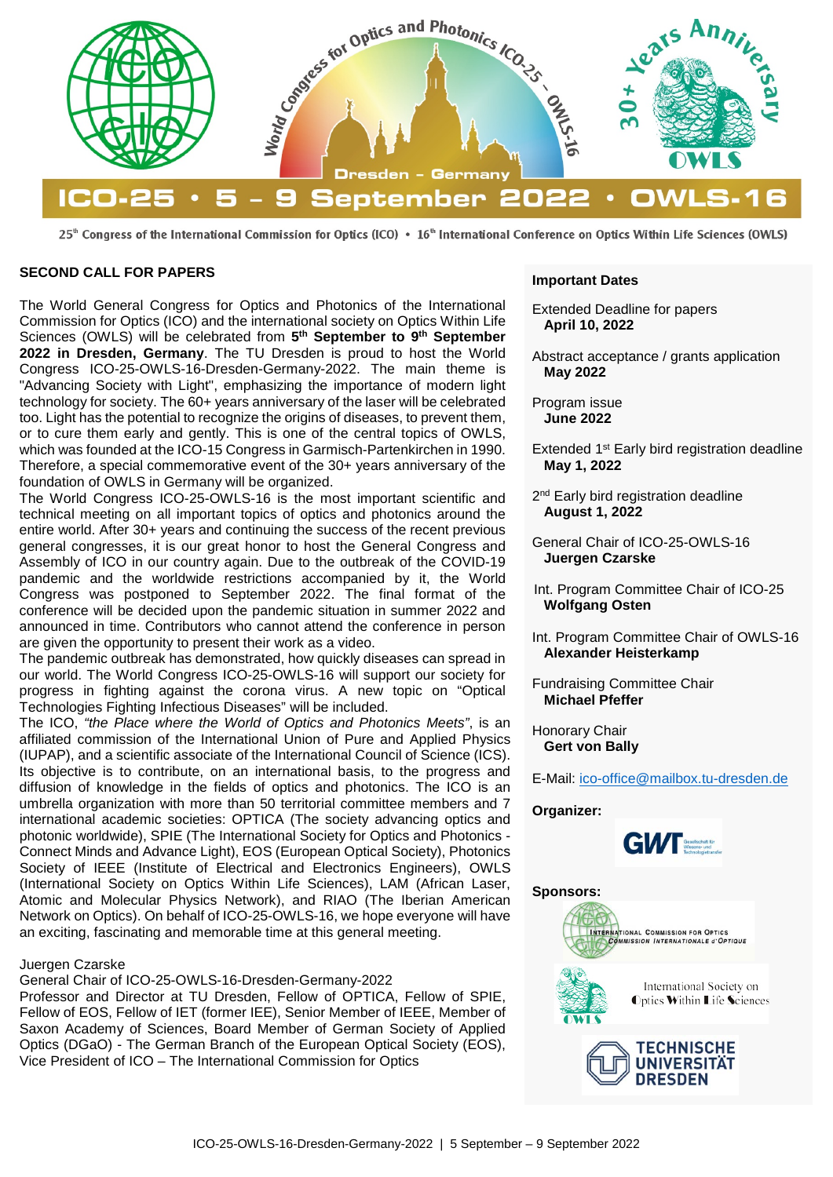# ICO-25 • 5 – 9 September 2022 • OWLS-16

World Congress for Optics and Photonics ICO-25 – OWLS-16

Dresden – Germany

30+ Years Anniversary OWLS

25th Congress of the International Commission for Optics (ICO) • 16th International Conference on Optics Within Life Sciences (OWLS)

## SECOND CALL FOR PAPERS

The World General Congress for Optics and Photonics of the International Commission for Optics (ICO) and the international society on Optics Within Life Sciences (OWLS) will be celebrated from **5th September to 9th September 2022 in Dresden, Germany**. The TU Dresden is proud to host the World Congress ICO-25-OWLS-16-Dresden-Germany-2022. The main theme is "Advancing Society with Light", emphasizing the importance of modern light technology for society. The 60+ years anniversary of the laser will be celebrated too. Light has the potential to recognize the origins of diseases, to prevent them, or to cure them early and gently. This is one of the central topics of OWLS, which was founded at the ICO-15 Congress in Garmisch-Partenkirchen in 1990. Therefore, a special commemorative event of the 30+ years anniversary of the foundation of OWLS in Germany will be organized.

The World Congress ICO-25-OWLS-16 is the most important scientific and technical meeting on all important topics of optics and photonics around the entire world. After 30+ years and continuing the success of the recent previous general congresses, it is our great honor to host the General Congress and Assembly of ICO in our country again. Due to the outbreak of the COVID-19 pandemic and the worldwide restrictions accompanied by it, the World Congress was postponed to September 2022. The final format of the conference will be decided upon the pandemic situation in summer 2022 and announced in time. Contributors who cannot attend the conference in person are given the opportunity to present their work as a video.

The pandemic outbreak has demonstrated, how quickly diseases can spread in our world. The World Congress ICO-25-OWLS-16 will support our society for progress in fighting against the corona virus. A new topic on "Optical Technologies Fighting Infectious Diseases" will be included.

The ICO, *"the Place where the World of Optics and Photonics Meets"*, is an affiliated commission of the International Union of Pure and Applied Physics (IUPAP), and a scientific associate of the International Council of Science (ICS). Its objective is to contribute, on an international basis, to the progress and diffusion of knowledge in the fields of optics and photonics. The ICO is an umbrella organization with more than 50 territorial committee members and 7 international academic societies: OPTICA (The society advancing optics and photonic worldwide), SPIE (The International Society for Optics and Photonics - Connect Minds and Advance Light), EOS (European Optical Society), Photonics Society of IEEE (Institute of Electrical and Electronics Engineers), OWLS (International Society on Optics Within Life Sciences), LAM (African Laser, Atomic and Molecular Physics Network), and RIAO (The Iberian American Network on Optics). On behalf of ICO-25-OWLS-16, we hope everyone will have an exciting, fascinating and memorable time at this general meeting.

Juergen Czarske
General Chair of ICO-25-OWLS-16-Dresden-Germany-2022
Professor and Director at TU Dresden, Fellow of OPTICA, Fellow of SPIE, Fellow of EOS, Fellow of IET (former IEE), Senior Member of IEEE, Member of Saxon Academy of Sciences, Board Member of German Society of Applied Optics (DGaO) - The German Branch of the European Optical Society (EOS), Vice President of ICO – The International Commission for Optics

### Important Dates

Extended Deadline for papers
**April 10, 2022**

Abstract acceptance / grants application
**May 2022**

Program issue
**June 2022**

Extended 1st Early bird registration deadline
**May 1, 2022**

2nd Early bird registration deadline
**August 1, 2022**

General Chair of ICO-25-OWLS-16
**Juergen Czarske**

Int. Program Committee Chair of ICO-25
**Wolfgang Osten**

Int. Program Committee Chair of OWLS-16
**Alexander Heisterkamp**

Fundraising Committee Chair
**Michael Pfeffer**

Honorary Chair
**Gert von Bally**

E-Mail: ico-office@mailbox.tu-dresden.de

**Organizer:**

GWT Gesellschaft für Wissens- und Technologietransfer

**Sponsors:**

International Commission for Optics – Commission Internationale d'Optique

International Society on Optics Within Life Sciences (OWLS)

Technische Universität Dresden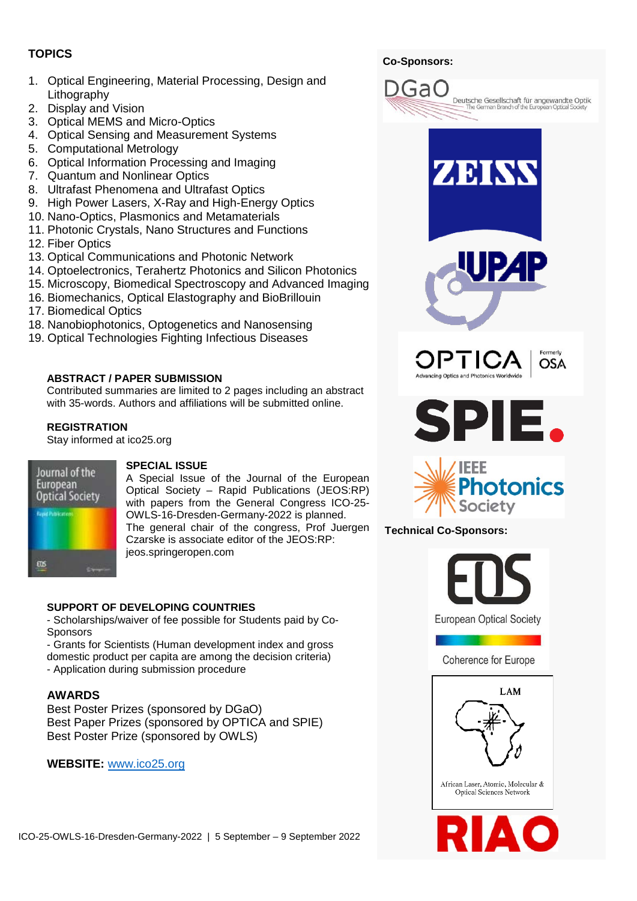## TOPICS

1. Optical Engineering, Material Processing, Design and Lithography
2. Display and Vision
3. Optical MEMS and Micro-Optics
4. Optical Sensing and Measurement Systems
5. Computational Metrology
6. Optical Information Processing and Imaging
7. Quantum and Nonlinear Optics
8. Ultrafast Phenomena and Ultrafast Optics
9. High Power Lasers, X-Ray and High-Energy Optics
10. Nano-Optics, Plasmonics and Metamaterials
11. Photonic Crystals, Nano Structures and Functions
12. Fiber Optics
13. Optical Communications and Photonic Network
14. Optoelectronics, Terahertz Photonics and Silicon Photonics
15. Microscopy, Biomedical Spectroscopy and Advanced Imaging
16. Biomechanics, Optical Elastography and BioBrillouin
17. Biomedical Optics
18. Nanobiophotonics, Optogenetics and Nanosensing
19. Optical Technologies Fighting Infectious Diseases

### ABSTRACT / PAPER SUBMISSION

Contributed summaries are limited to 2 pages including an abstract with 35-words. Authors and affiliations will be submitted online.

### REGISTRATION

Stay informed at ico25.org

### SPECIAL ISSUE

A Special Issue of the Journal of the European Optical Society – Rapid Publications (JEOS:RP) with papers from the General Congress ICO-25-OWLS-16-Dresden-Germany-2022 is planned. The general chair of the congress, Prof Juergen Czarske is associate editor of the JEOS:RP: jeos.springeropen.com

### SUPPORT OF DEVELOPING COUNTRIES

- Scholarships/waiver of fee possible for Students paid by Co-Sponsors
- Grants for Scientists (Human development index and gross domestic product per capita are among the decision criteria)
- Application during submission procedure

### AWARDS

Best Poster Prizes (sponsored by DGaO)
Best Paper Prizes (sponsored by OPTICA and SPIE)
Best Poster Prize (sponsored by OWLS)

**WEBSITE:** [www.ico25.org](http://www.ico25.org)

ICO-25-OWLS-16-Dresden-Germany-2022 | 5 September – 9 September 2022

**Co-Sponsors:**

DGaO – Deutsche Gesellschaft für angewandte Optik – The German Branch of the European Optical Society

ZEISS

IUPAP

OPTICA – Advancing Optics and Photonics Worldwide – Formerly OSA

SPIE

IEEE Photonics Society

**Technical Co-Sponsors:**

EOS – European Optical Society – Coherence for Europe

LAM – African Laser, Atomic, Molecular & Optical Sciences Network

RIAO